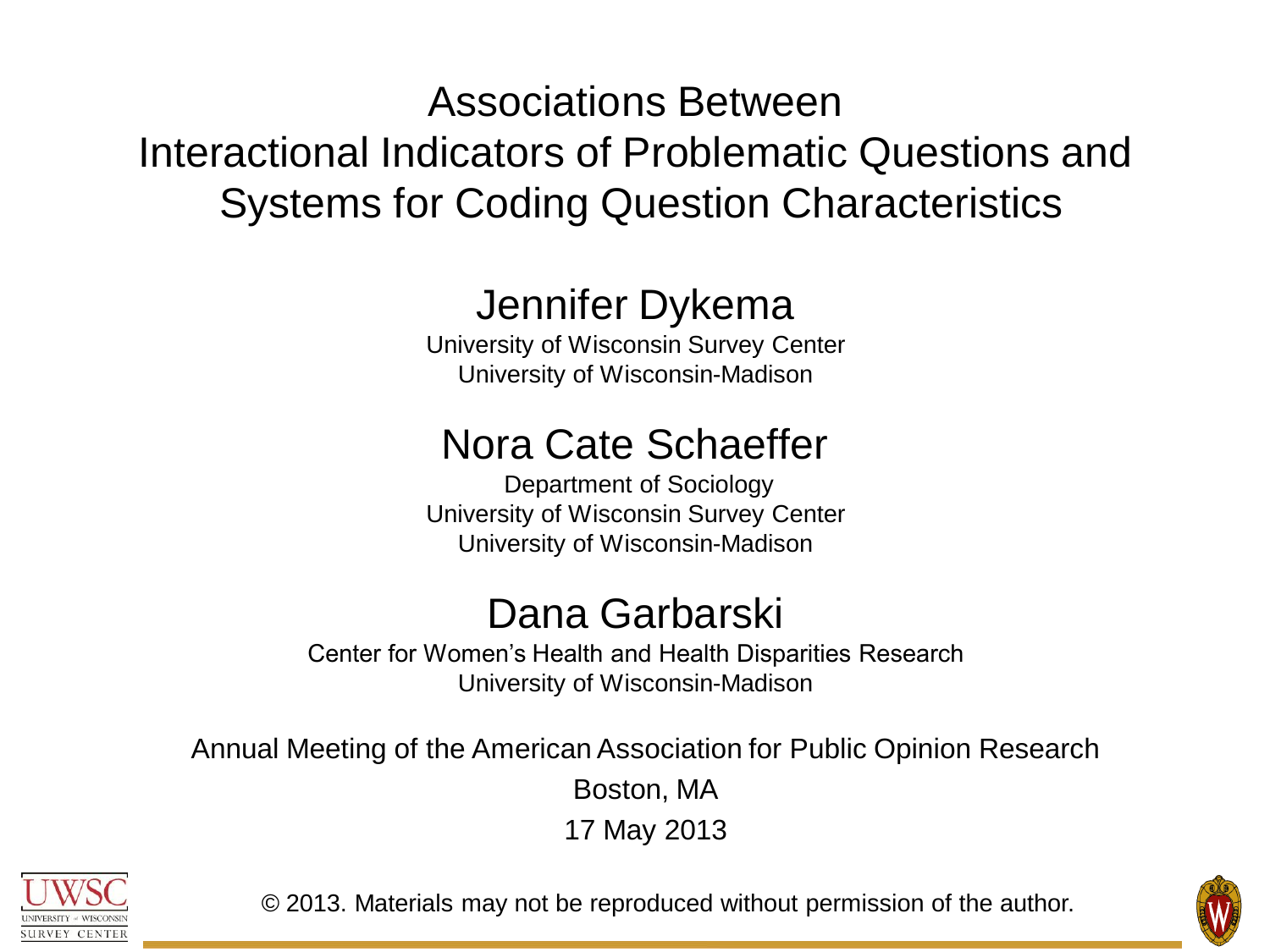# Associations Between Interactional Indicators of Problematic Questions and Systems for Coding Question Characteristics

## Jennifer Dykema

University of Wisconsin Survey Center
University of Wisconsin-Madison

## Nora Cate Schaeffer

Department of Sociology
University of Wisconsin Survey Center
University of Wisconsin-Madison

## Dana Garbarski

Center for Women's Health and Health Disparities Research
University of Wisconsin-Madison

Annual Meeting of the American Association for Public Opinion Research

Boston, MA

17 May 2013

© 2013. Materials may not be reproduced without permission of the author.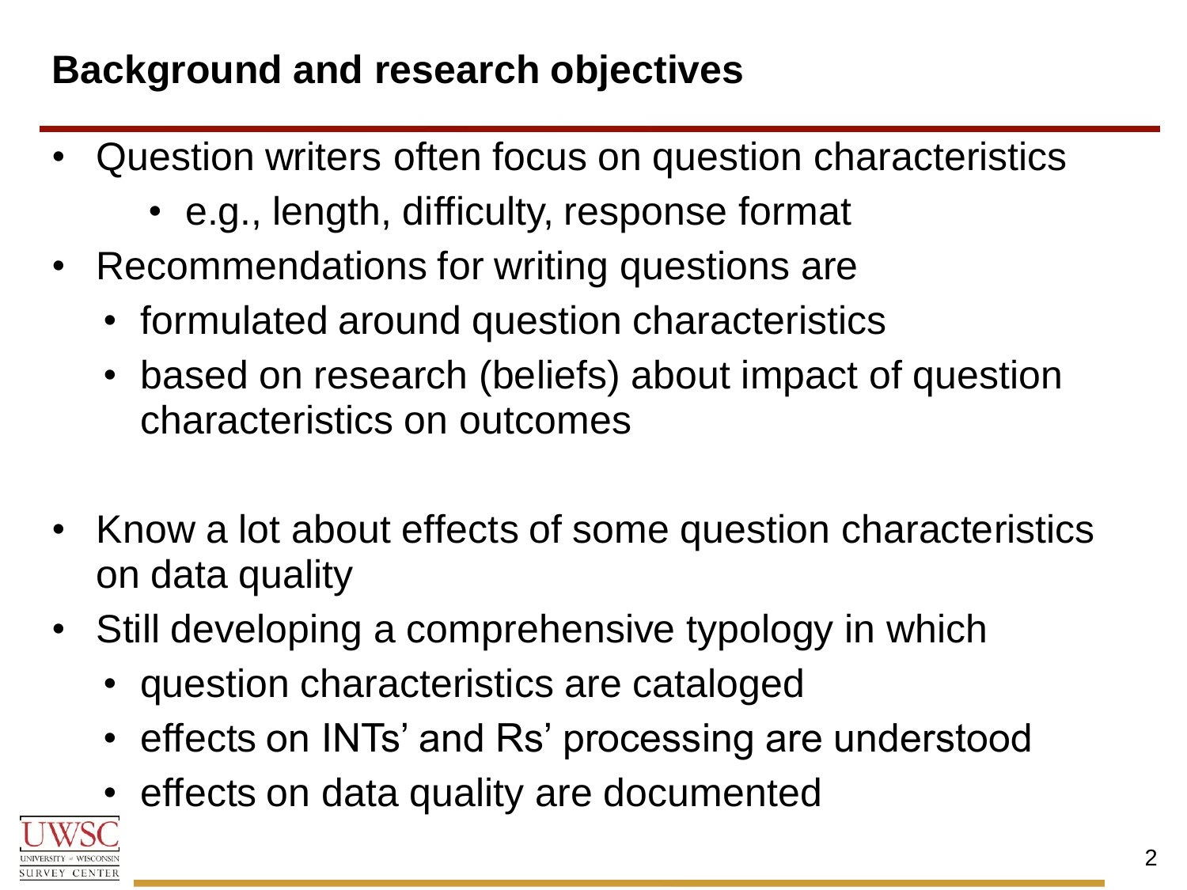# Background and research objectives

- Question writers often focus on question characteristics
  - e.g., length, difficulty, response format
- Recommendations for writing questions are
  - formulated around question characteristics
  - based on research (beliefs) about impact of question characteristics on outcomes

- Know a lot about effects of some question characteristics on data quality
- Still developing a comprehensive typology in which
  - question characteristics are cataloged
  - effects on INTs' and Rs' processing are understood
  - effects on data quality are documented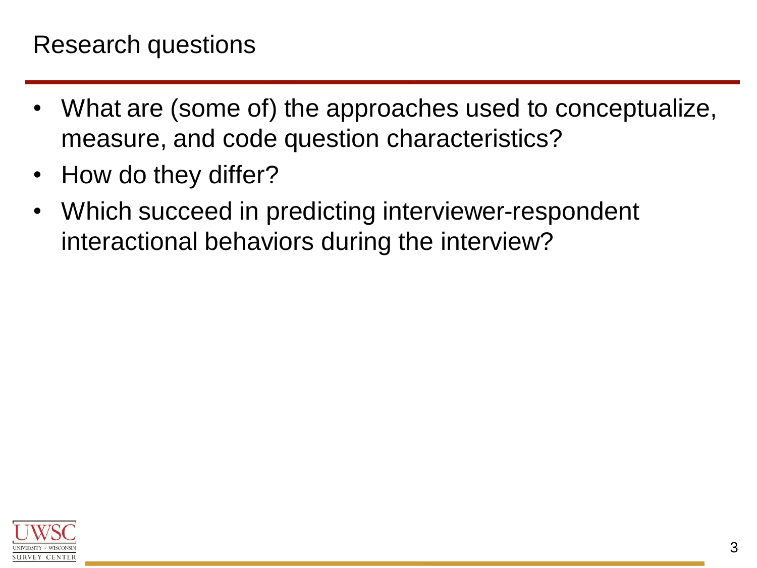# Research questions

- What are (some of) the approaches used to conceptualize, measure, and code question characteristics?
- How do they differ?
- Which succeed in predicting interviewer-respondent interactional behaviors during the interview?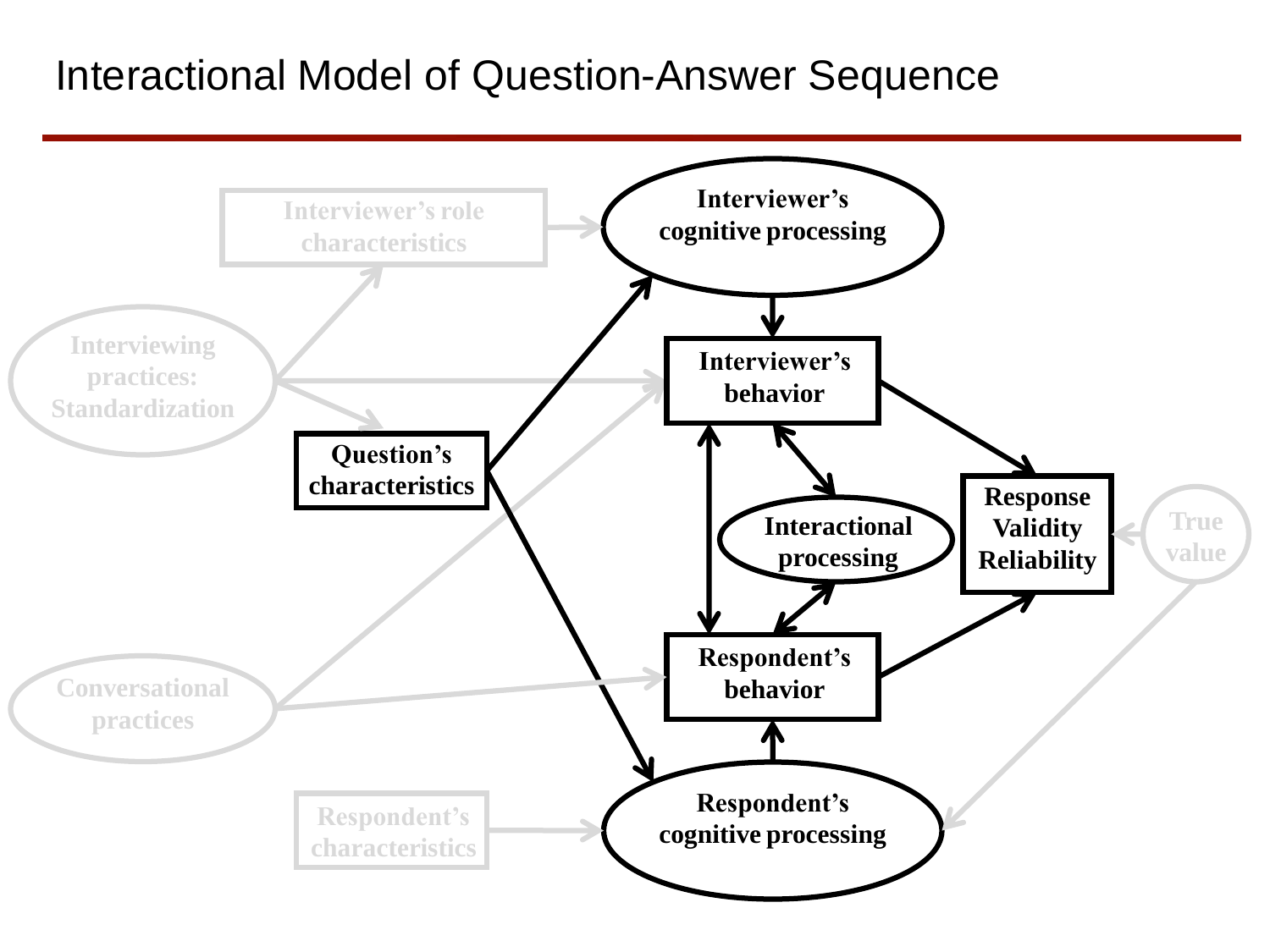# Interactional Model of Question-Answer Sequence

Interviewer's role characteristics

Interviewer's cognitive processing

Interviewing practices: Standardization

Interviewer's behavior

Question's characteristics

Interactional processing

Response Validity Reliability

True value

Conversational practices

Respondent's behavior

Respondent's characteristics

Respondent's cognitive processing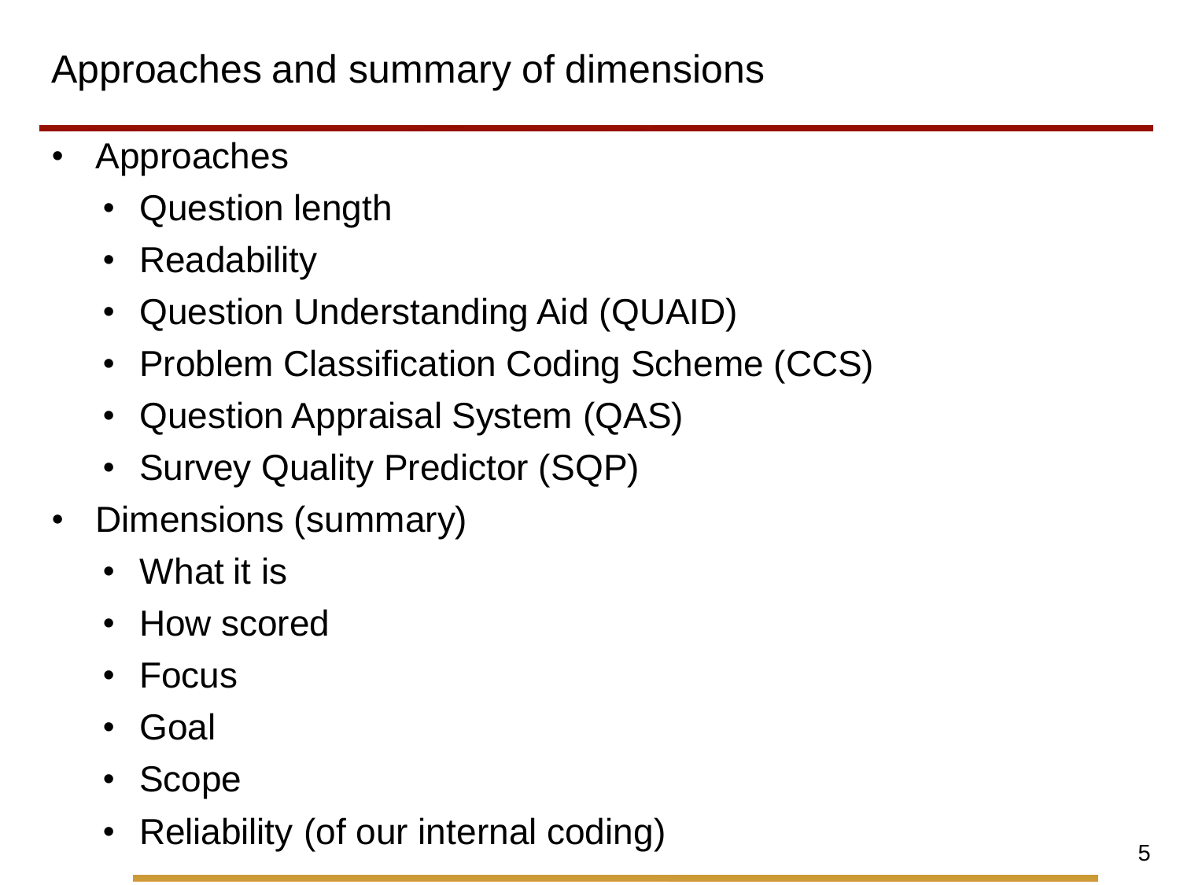# Approaches and summary of dimensions

- Approaches
  - Question length
  - Readability
  - Question Understanding Aid (QUAID)
  - Problem Classification Coding Scheme (CCS)
  - Question Appraisal System (QAS)
  - Survey Quality Predictor (SQP)
- Dimensions (summary)
  - What it is
  - How scored
  - Focus
  - Goal
  - Scope
  - Reliability (of our internal coding)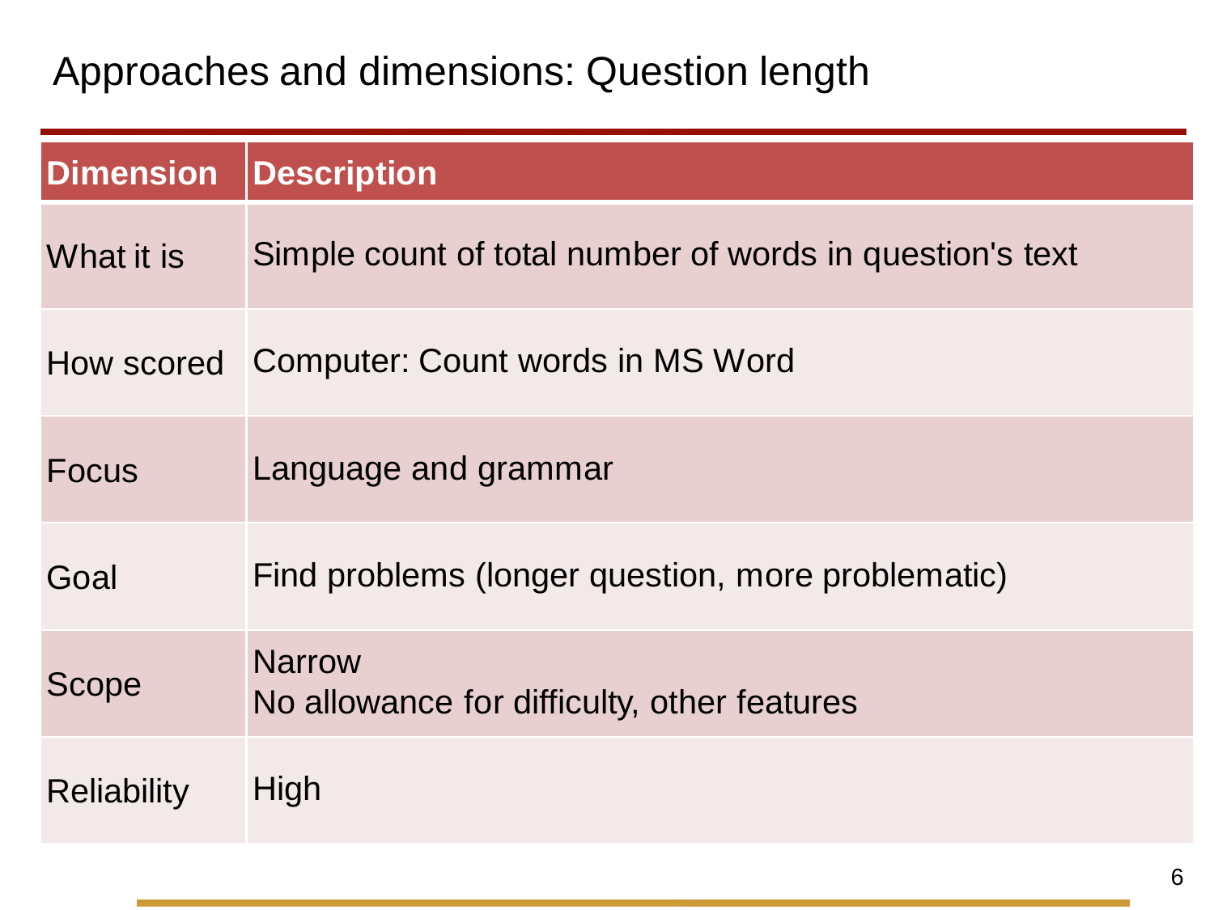# Approaches and dimensions: Question length

| Dimension | Description |
| --- | --- |
| What it is | Simple count of total number of words in question's text |
| How scored | Computer: Count words in MS Word |
| Focus | Language and grammar |
| Goal | Find problems (longer question, more problematic) |
| Scope | Narrow<br>No allowance for difficulty, other features |
| Reliability | High |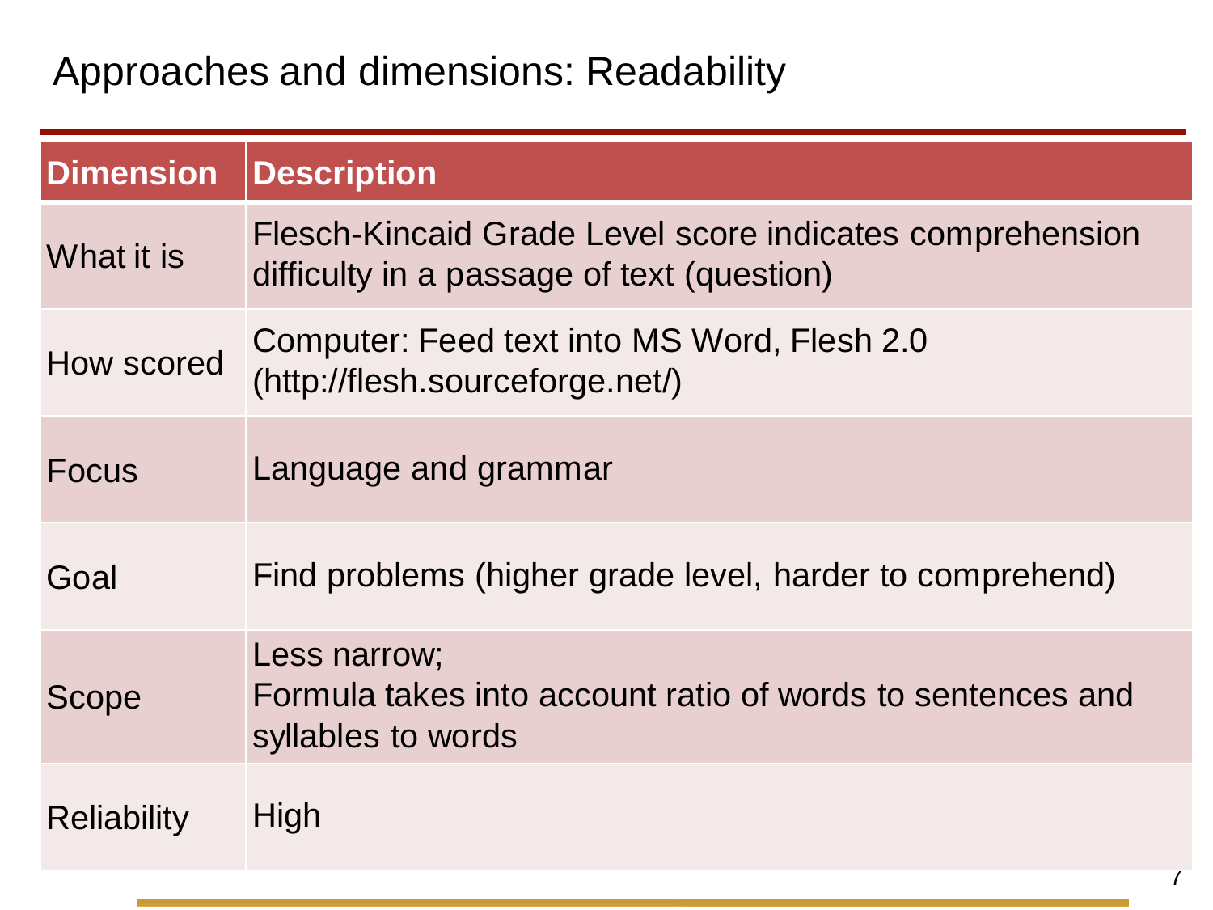# Approaches and dimensions: Readability

| Dimension | Description |
|---|---|
| What it is | Flesch-Kincaid Grade Level score indicates comprehension difficulty in a passage of text (question) |
| How scored | Computer: Feed text into MS Word, Flesh 2.0 (http://flesh.sourceforge.net/) |
| Focus | Language and grammar |
| Goal | Find problems (higher grade level, harder to comprehend) |
| Scope | Less narrow;<br>Formula takes into account ratio of words to sentences and syllables to words |
| Reliability | High |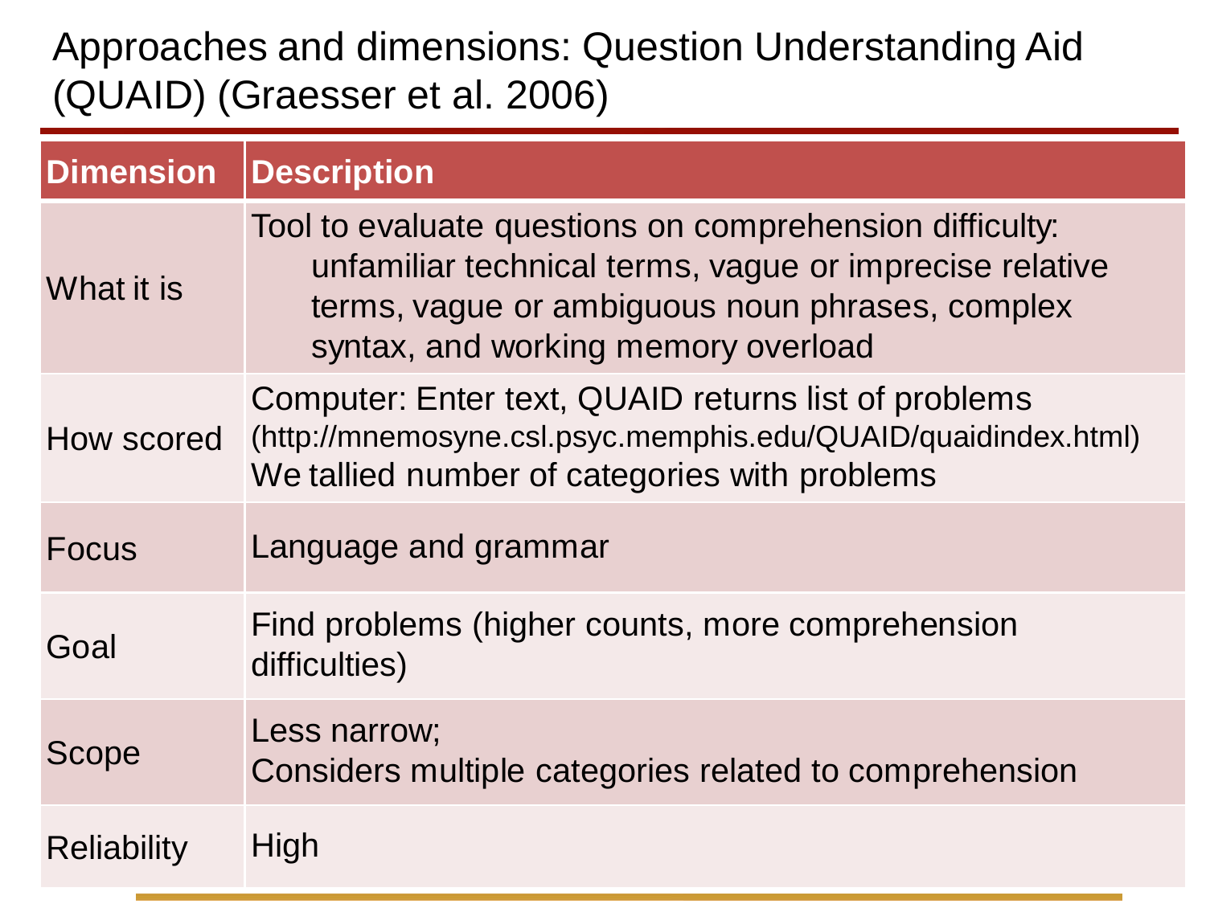# Approaches and dimensions: Question Understanding Aid (QUAID) (Graesser et al. 2006)

| Dimension | Description |
|---|---|
| What it is | Tool to evaluate questions on comprehension difficulty: unfamiliar technical terms, vague or imprecise relative terms, vague or ambiguous noun phrases, complex syntax, and working memory overload |
| How scored | Computer: Enter text, QUAID returns list of problems (http://mnemosyne.csl.psyc.memphis.edu/QUAID/quaidindex.html) We tallied number of categories with problems |
| Focus | Language and grammar |
| Goal | Find problems (higher counts, more comprehension difficulties) |
| Scope | Less narrow; Considers multiple categories related to comprehension |
| Reliability | High |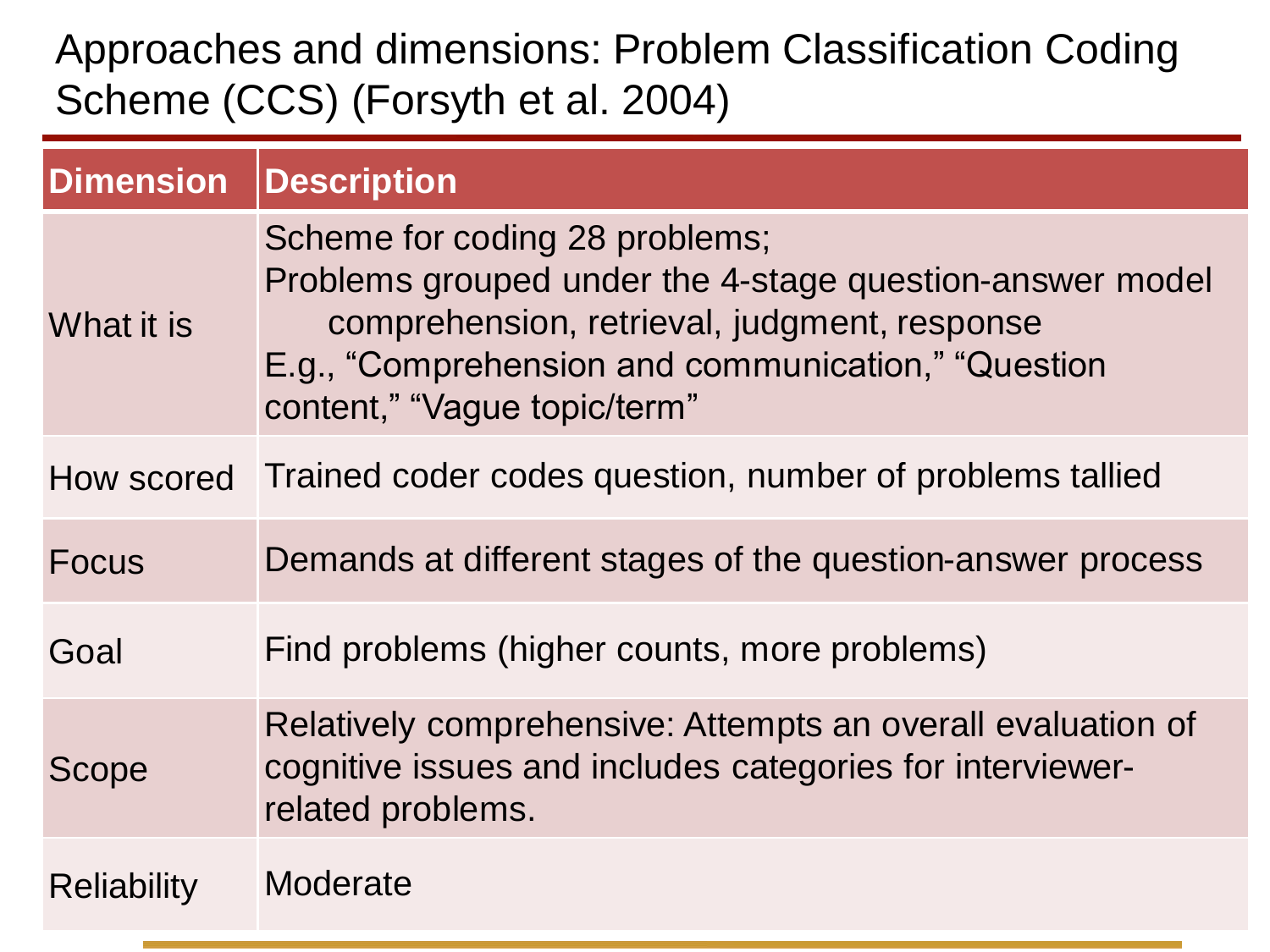# Approaches and dimensions: Problem Classification Coding Scheme (CCS) (Forsyth et al. 2004)

| Dimension | Description |
|---|---|
| What it is | Scheme for coding 28 problems;<br>Problems grouped under the 4-stage question-answer model<br>comprehension, retrieval, judgment, response<br>E.g., "Comprehension and communication," "Question content," "Vague topic/term" |
| How scored | Trained coder codes question, number of problems tallied |
| Focus | Demands at different stages of the question-answer process |
| Goal | Find problems (higher counts, more problems) |
| Scope | Relatively comprehensive: Attempts an overall evaluation of cognitive issues and includes categories for interviewer-related problems. |
| Reliability | Moderate |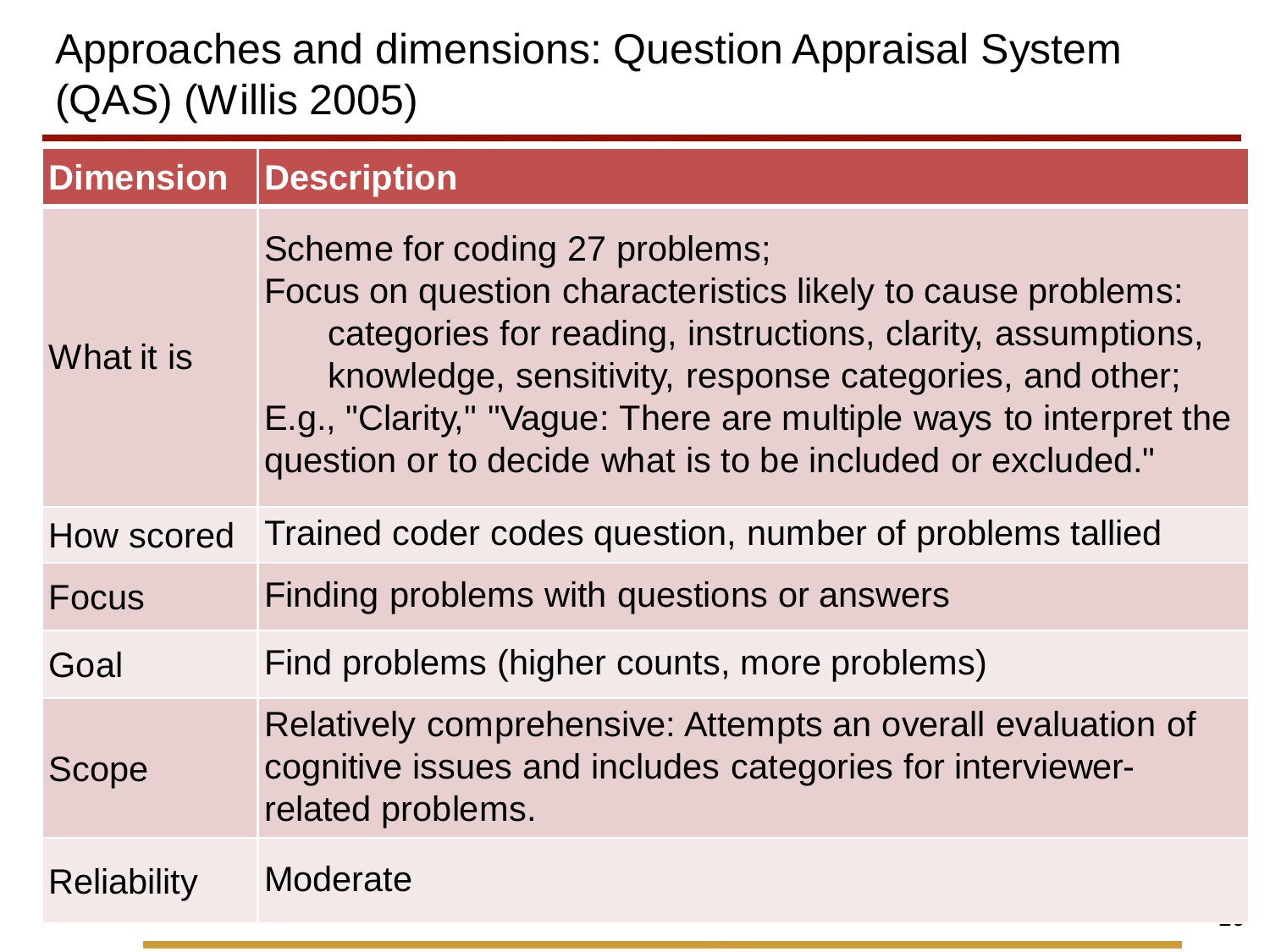# Approaches and dimensions: Question Appraisal System (QAS) (Willis 2005)

| Dimension | Description |
| --- | --- |
| What it is | Scheme for coding 27 problems;<br>Focus on question characteristics likely to cause problems:<br>categories for reading, instructions, clarity, assumptions, knowledge, sensitivity, response categories, and other;<br>E.g., "Clarity," "Vague: There are multiple ways to interpret the question or to decide what is to be included or excluded." |
| How scored | Trained coder codes question, number of problems tallied |
| Focus | Finding problems with questions or answers |
| Goal | Find problems (higher counts, more problems) |
| Scope | Relatively comprehensive: Attempts an overall evaluation of cognitive issues and includes categories for interviewer-related problems. |
| Reliability | Moderate |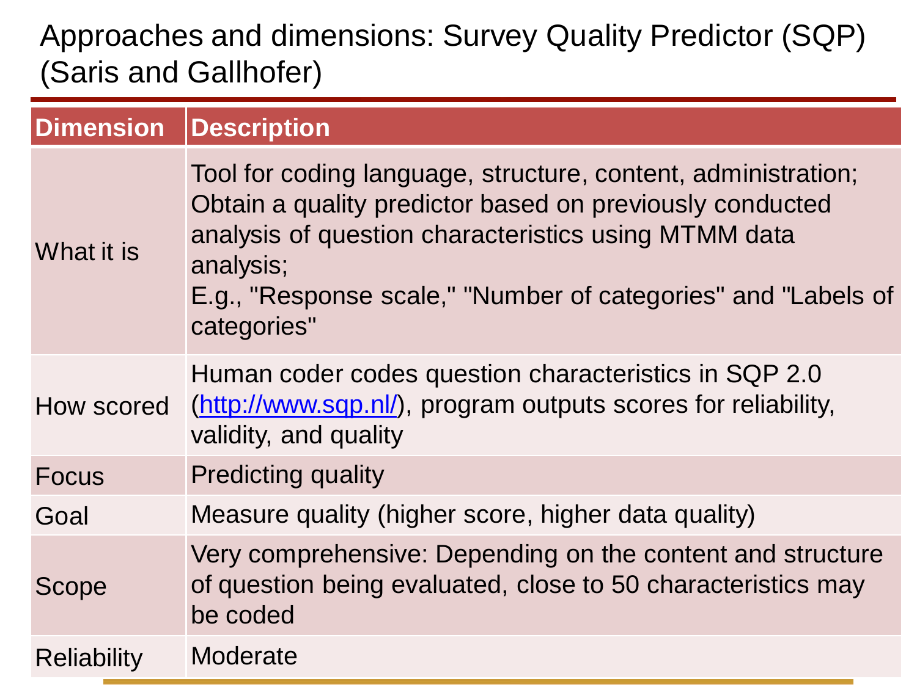# Approaches and dimensions: Survey Quality Predictor (SQP) (Saris and Gallhofer)

| Dimension | Description |
|---|---|
| What it is | Tool for coding language, structure, content, administration; Obtain a quality predictor based on previously conducted analysis of question characteristics using MTMM data analysis; E.g., "Response scale," "Number of categories" and "Labels of categories" |
| How scored | Human coder codes question characteristics in SQP 2.0 ([http://www.sqp.nl/](http://www.sqp.nl/)), program outputs scores for reliability, validity, and quality |
| Focus | Predicting quality |
| Goal | Measure quality (higher score, higher data quality) |
| Scope | Very comprehensive: Depending on the content and structure of question being evaluated, close to 50 characteristics may be coded |
| Reliability | Moderate |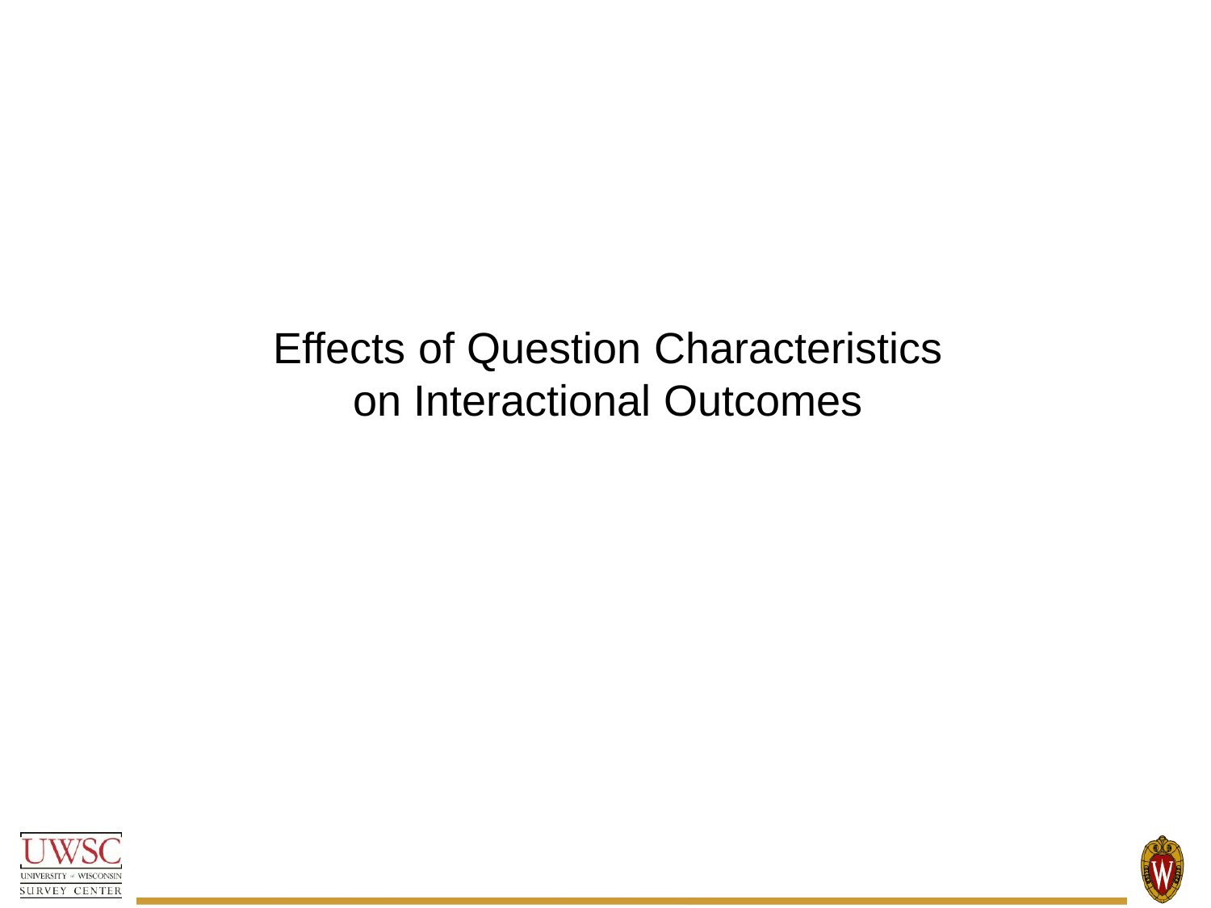# Effects of Question Characteristics on Interactional Outcomes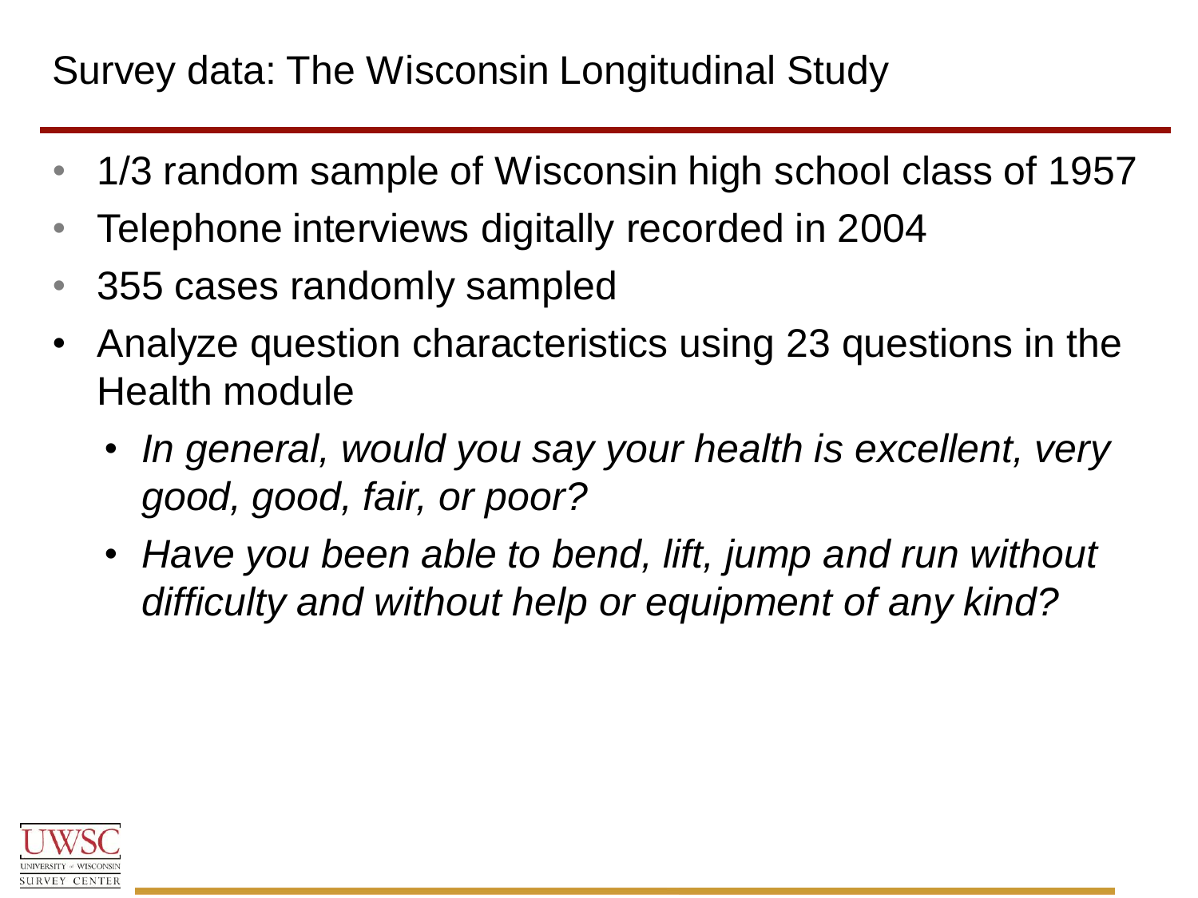# Survey data: The Wisconsin Longitudinal Study

- 1/3 random sample of Wisconsin high school class of 1957
- Telephone interviews digitally recorded in 2004
- 355 cases randomly sampled
- Analyze question characteristics using 23 questions in the Health module
  - *In general, would you say your health is excellent, very good, good, fair, or poor?*
  - *Have you been able to bend, lift, jump and run without difficulty and without help or equipment of any kind?*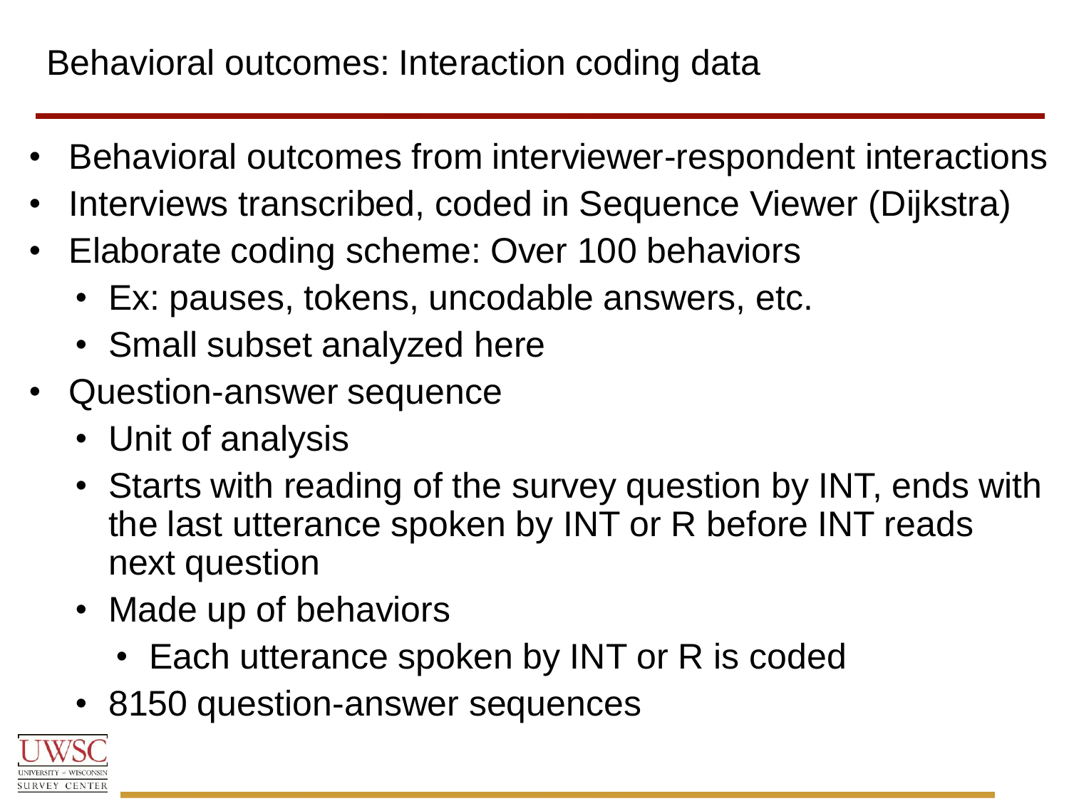# Behavioral outcomes: Interaction coding data

- Behavioral outcomes from interviewer-respondent interactions
- Interviews transcribed, coded in Sequence Viewer (Dijkstra)
- Elaborate coding scheme: Over 100 behaviors
  - Ex: pauses, tokens, uncodable answers, etc.
  - Small subset analyzed here
- Question-answer sequence
  - Unit of analysis
  - Starts with reading of the survey question by INT, ends with the last utterance spoken by INT or R before INT reads next question
  - Made up of behaviors
    - Each utterance spoken by INT or R is coded
  - 8150 question-answer sequences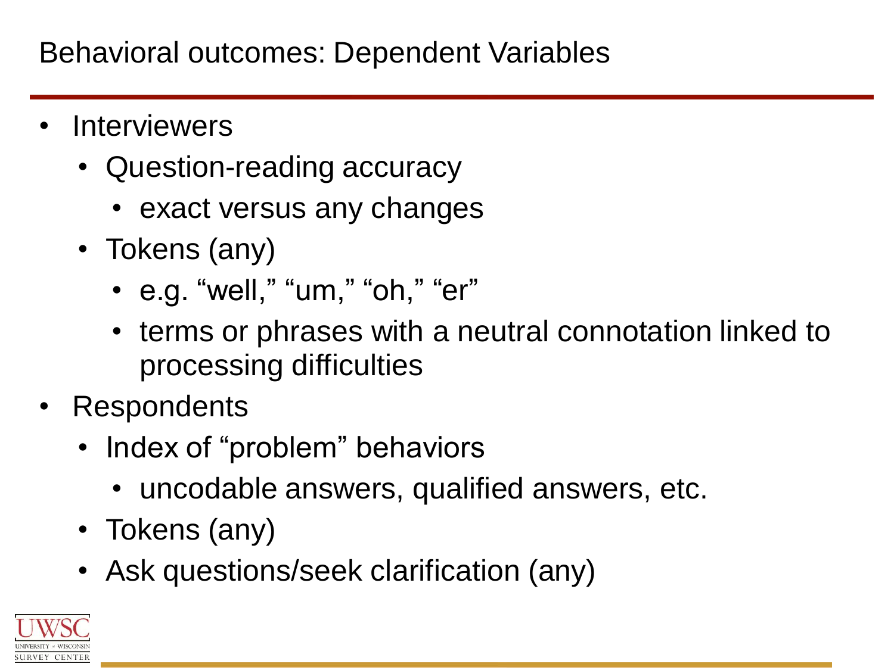# Behavioral outcomes: Dependent Variables

- Interviewers
  - Question-reading accuracy
    - exact versus any changes
  - Tokens (any)
    - e.g. “well,” “um,” “oh,” “er”
    - terms or phrases with a neutral connotation linked to processing difficulties
- Respondents
  - Index of “problem” behaviors
    - uncodable answers, qualified answers, etc.
  - Tokens (any)
  - Ask questions/seek clarification (any)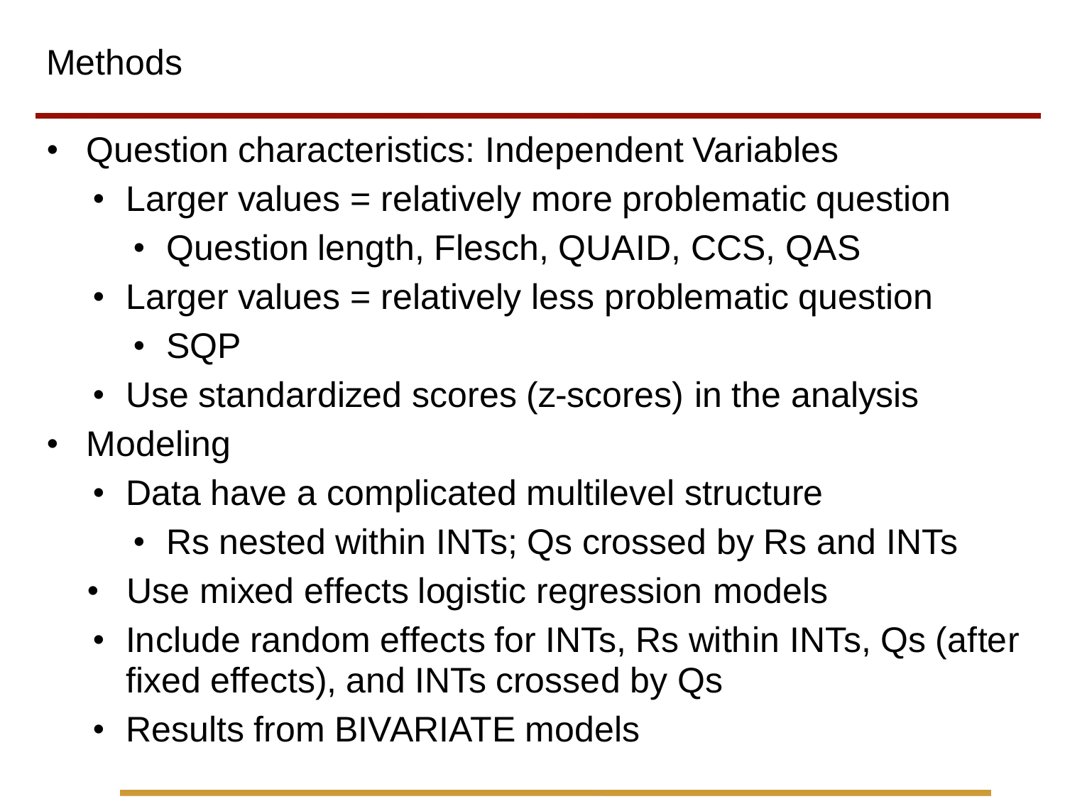# Methods

- Question characteristics: Independent Variables
  - Larger values = relatively more problematic question
    - Question length, Flesch, QUAID, CCS, QAS
  - Larger values = relatively less problematic question
    - SQP
  - Use standardized scores (z-scores) in the analysis
- Modeling
  - Data have a complicated multilevel structure
    - Rs nested within INTs; Qs crossed by Rs and INTs
  - Use mixed effects logistic regression models
  - Include random effects for INTs, Rs within INTs, Qs (after fixed effects), and INTs crossed by Qs
  - Results from BIVARIATE models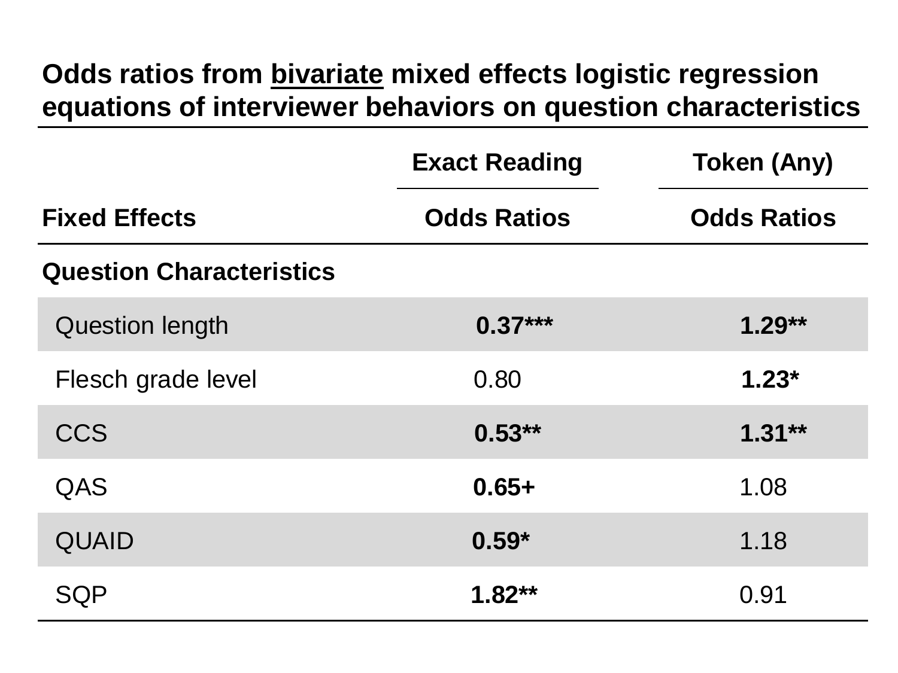**Odds ratios from <u>bivariate</u> mixed effects logistic regression equations of interviewer behaviors on question characteristics**

| | Exact Reading | Token (Any) |
|---|---|---|
| **Fixed Effects** | **Odds Ratios** | **Odds Ratios** |
| **Question Characteristics** | | |
| Question length | **0.37*** ** | **1.29** ** |
| Flesch grade level | 0.80 | **1.23*** |
| CCS | **0.53** ** | **1.31** ** |
| QAS | **0.65+** | 1.08 |
| QUAID | **0.59*** | 1.18 |
| SQP | **1.82** ** | 0.91 |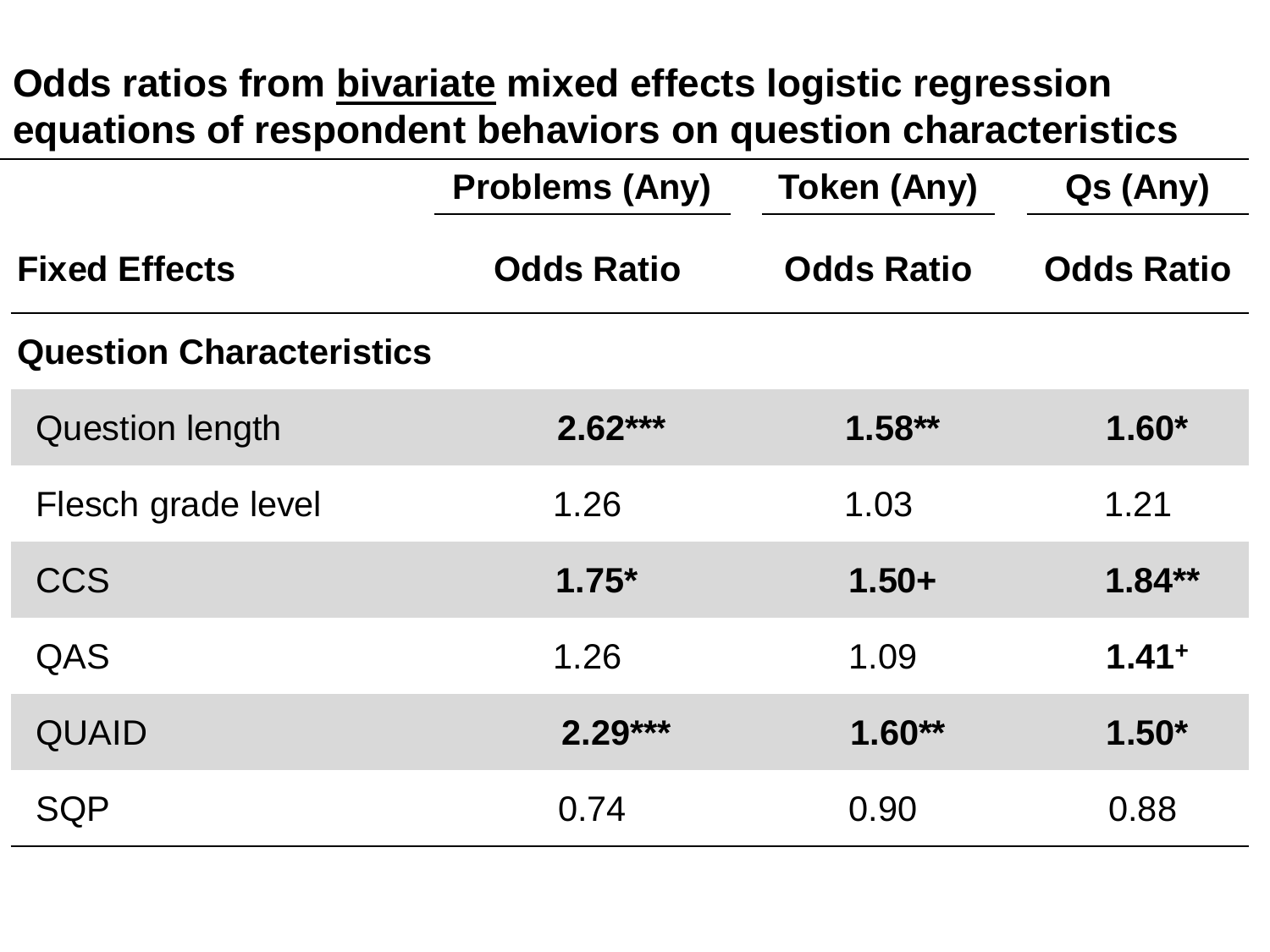**Odds ratios from <u>bivariate</u> mixed effects logistic regression equations of respondent behaviors on question characteristics**

| | Problems (Any) | Token (Any) | Qs (Any) |
|---|---|---|---|
| **Fixed Effects** | **Odds Ratio** | **Odds Ratio** | **Odds Ratio** |
| **Question Characteristics** | | | |
| Question length | **2.62*** ** | **1.58** ** | **1.60*** |
| Flesch grade level | 1.26 | 1.03 | 1.21 |
| CCS | **1.75*** | **1.50+** | **1.84** ** |
| QAS | 1.26 | 1.09 | **1.41+** |
| QUAID | **2.29*** ** | **1.60** ** | **1.50*** |
| SQP | 0.74 | 0.90 | 0.88 |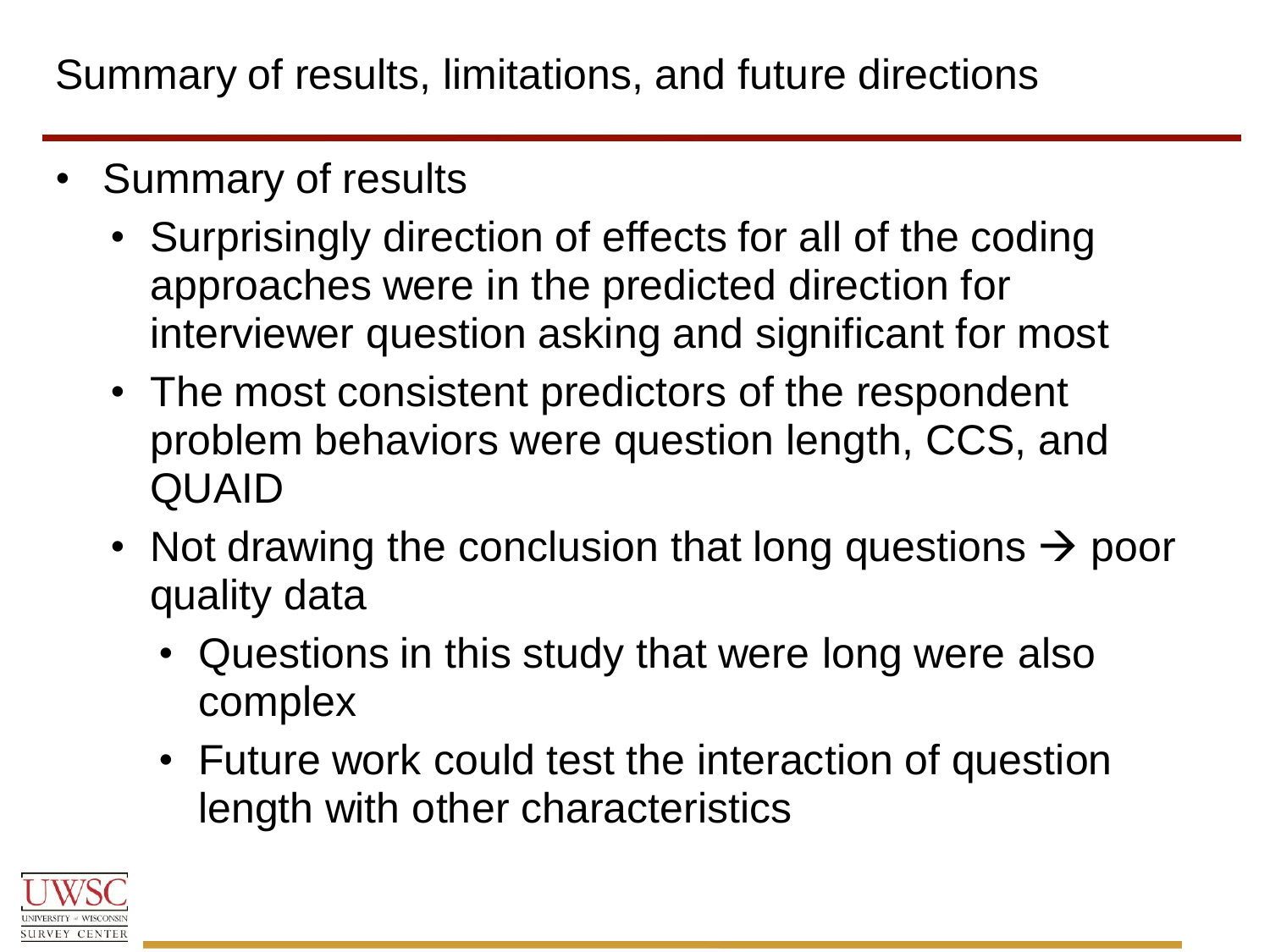# Summary of results, limitations, and future directions

- Summary of results
  - Surprisingly direction of effects for all of the coding approaches were in the predicted direction for interviewer question asking and significant for most
  - The most consistent predictors of the respondent problem behaviors were question length, CCS, and QUAID
  - Not drawing the conclusion that long questions → poor quality data
    - Questions in this study that were long were also complex
    - Future work could test the interaction of question length with other characteristics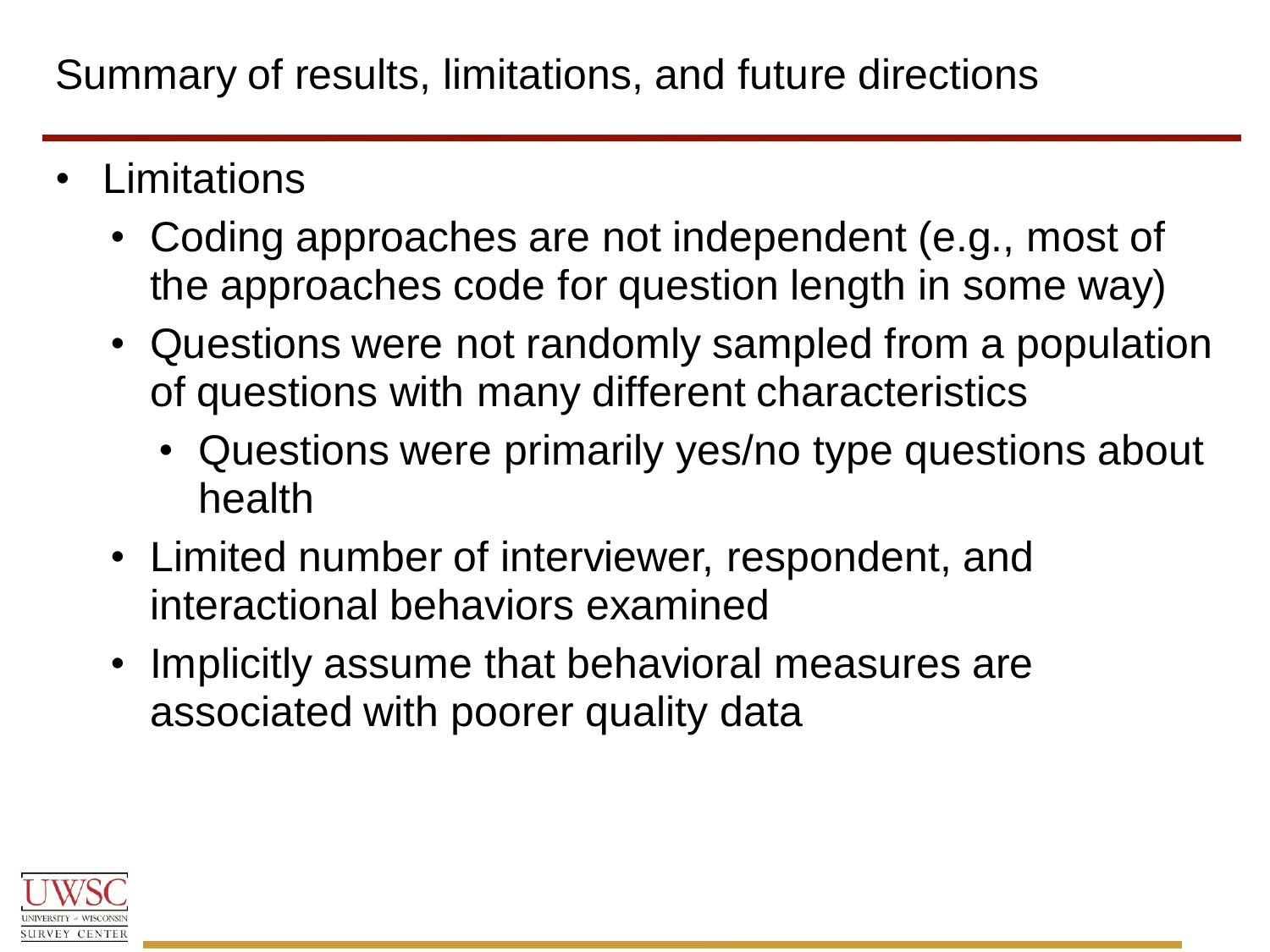# Summary of results, limitations, and future directions

- Limitations
  - Coding approaches are not independent (e.g., most of the approaches code for question length in some way)
  - Questions were not randomly sampled from a population of questions with many different characteristics
    - Questions were primarily yes/no type questions about health
  - Limited number of interviewer, respondent, and interactional behaviors examined
  - Implicitly assume that behavioral measures are associated with poorer quality data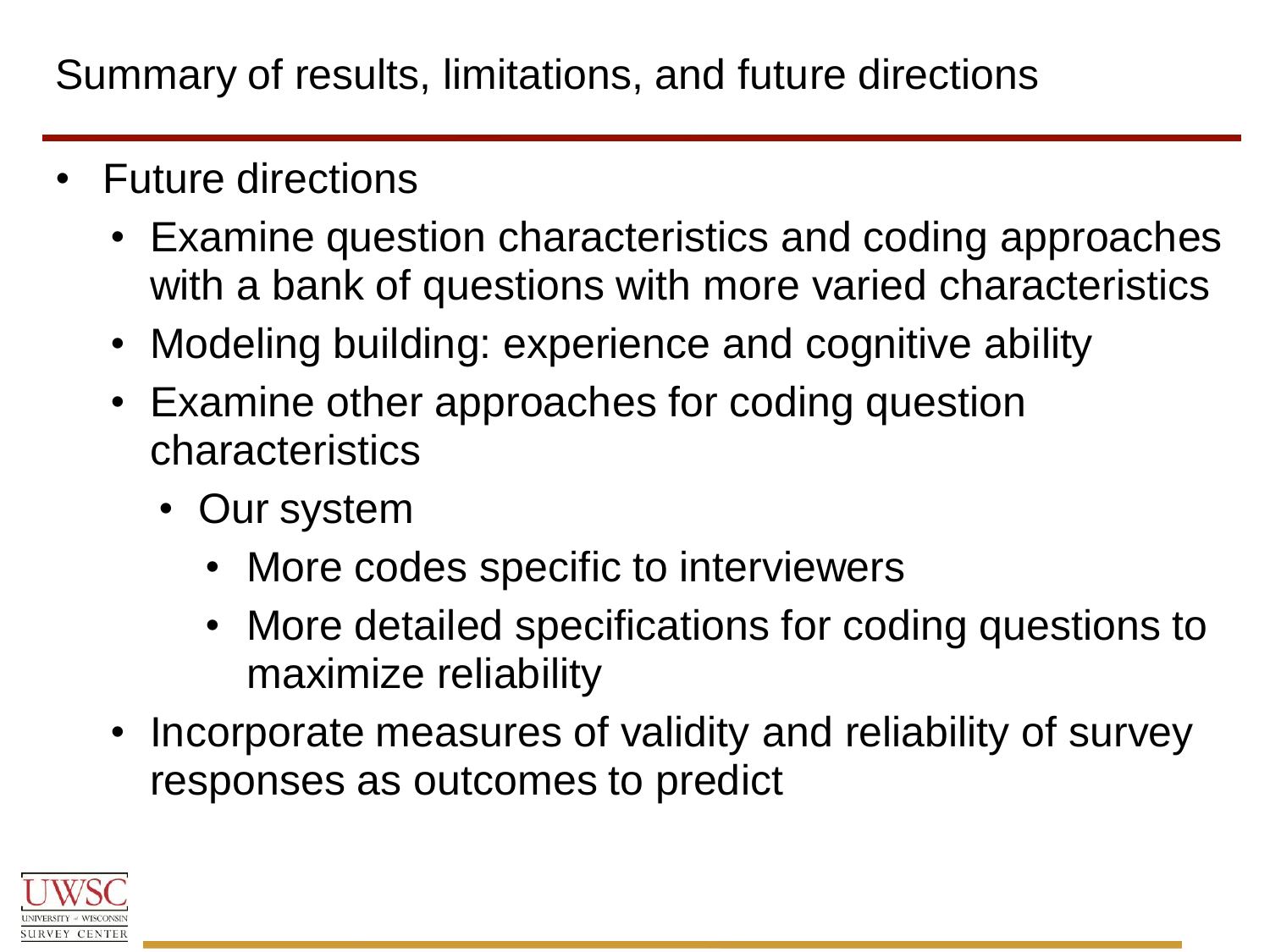# Summary of results, limitations, and future directions

- Future directions
  - Examine question characteristics and coding approaches with a bank of questions with more varied characteristics
  - Modeling building: experience and cognitive ability
  - Examine other approaches for coding question characteristics
    - Our system
      - More codes specific to interviewers
      - More detailed specifications for coding questions to maximize reliability
  - Incorporate measures of validity and reliability of survey responses as outcomes to predict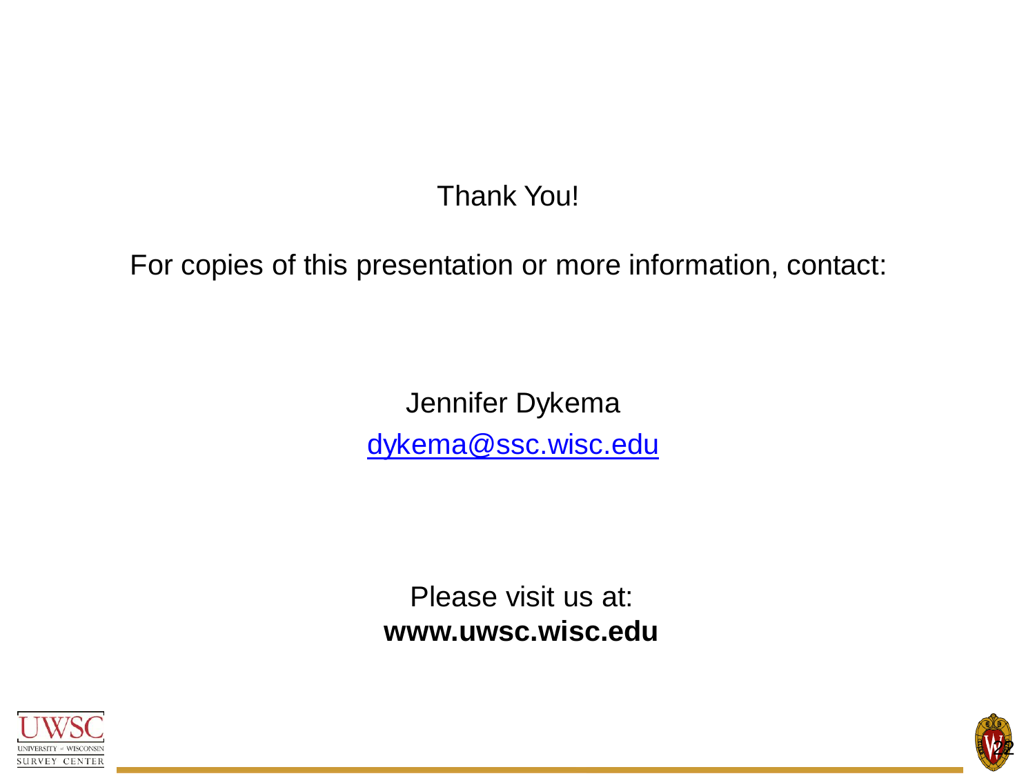Thank You!

For copies of this presentation or more information, contact:

Jennifer Dykema

[dykema@ssc.wisc.edu](mailto:dykema@ssc.wisc.edu)

Please visit us at:

**www.uwsc.wisc.edu**

UWSC
UNIVERSITY of WISCONSIN
SURVEY CENTER